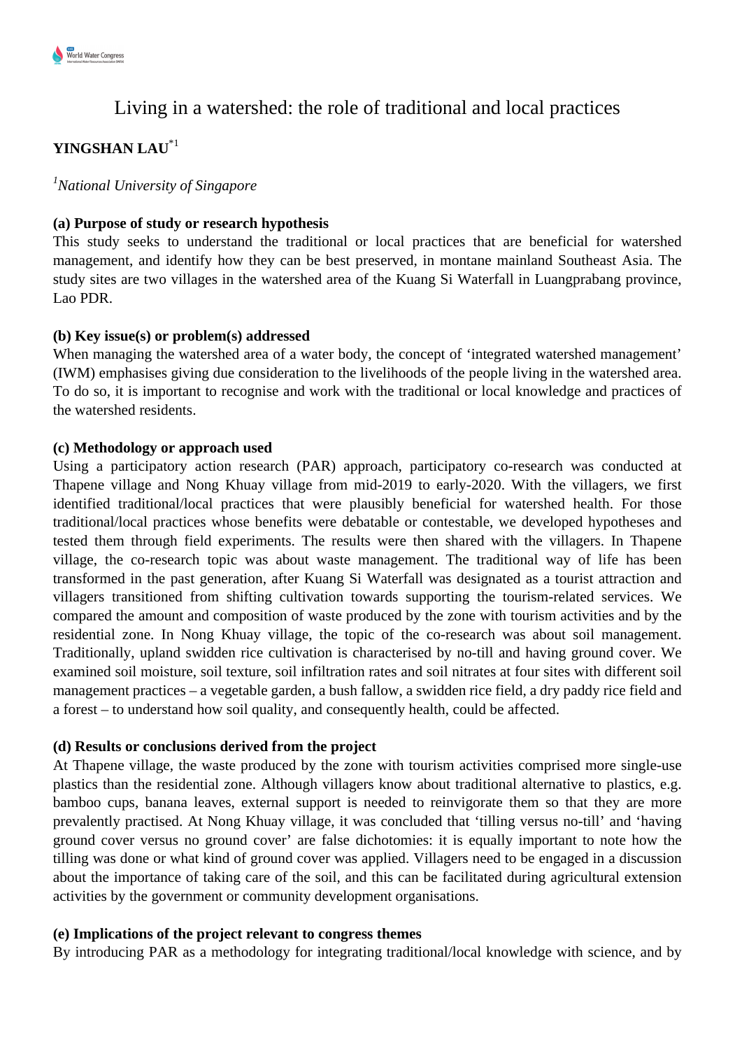# Living in a watershed: the role of traditional and local practices

**YINGSHAN LAU**[*1]

[1]*National University of Singapore*

**(a) Purpose of study or research hypothesis**

This study seeks to understand the traditional or local practices that are beneficial for watershed management, and identify how they can be best preserved, in montane mainland Southeast Asia. The study sites are two villages in the watershed area of the Kuang Si Waterfall in Luangprabang province, Lao PDR.

**(b) Key issue(s) or problem(s) addressed**

When managing the watershed area of a water body, the concept of 'integrated watershed management' (IWM) emphasises giving due consideration to the livelihoods of the people living in the watershed area. To do so, it is important to recognise and work with the traditional or local knowledge and practices of the watershed residents.

**(c) Methodology or approach used**

Using a participatory action research (PAR) approach, participatory co-research was conducted at Thapene village and Nong Khuay village from mid-2019 to early-2020. With the villagers, we first identified traditional/local practices that were plausibly beneficial for watershed health. For those traditional/local practices whose benefits were debatable or contestable, we developed hypotheses and tested them through field experiments. The results were then shared with the villagers. In Thapene village, the co-research topic was about waste management. The traditional way of life has been transformed in the past generation, after Kuang Si Waterfall was designated as a tourist attraction and villagers transitioned from shifting cultivation towards supporting the tourism-related services. We compared the amount and composition of waste produced by the zone with tourism activities and by the residential zone. In Nong Khuay village, the topic of the co-research was about soil management. Traditionally, upland swidden rice cultivation is characterised by no-till and having ground cover. We examined soil moisture, soil texture, soil infiltration rates and soil nitrates at four sites with different soil management practices – a vegetable garden, a bush fallow, a swidden rice field, a dry paddy rice field and a forest – to understand how soil quality, and consequently health, could be affected.

**(d) Results or conclusions derived from the project**

At Thapene village, the waste produced by the zone with tourism activities comprised more single-use plastics than the residential zone. Although villagers know about traditional alternative to plastics, e.g. bamboo cups, banana leaves, external support is needed to reinvigorate them so that they are more prevalently practised. At Nong Khuay village, it was concluded that 'tilling versus no-till' and 'having ground cover versus no ground cover' are false dichotomies: it is equally important to note how the tilling was done or what kind of ground cover was applied. Villagers need to be engaged in a discussion about the importance of taking care of the soil, and this can be facilitated during agricultural extension activities by the government or community development organisations.

**(e) Implications of the project relevant to congress themes**

By introducing PAR as a methodology for integrating traditional/local knowledge with science, and by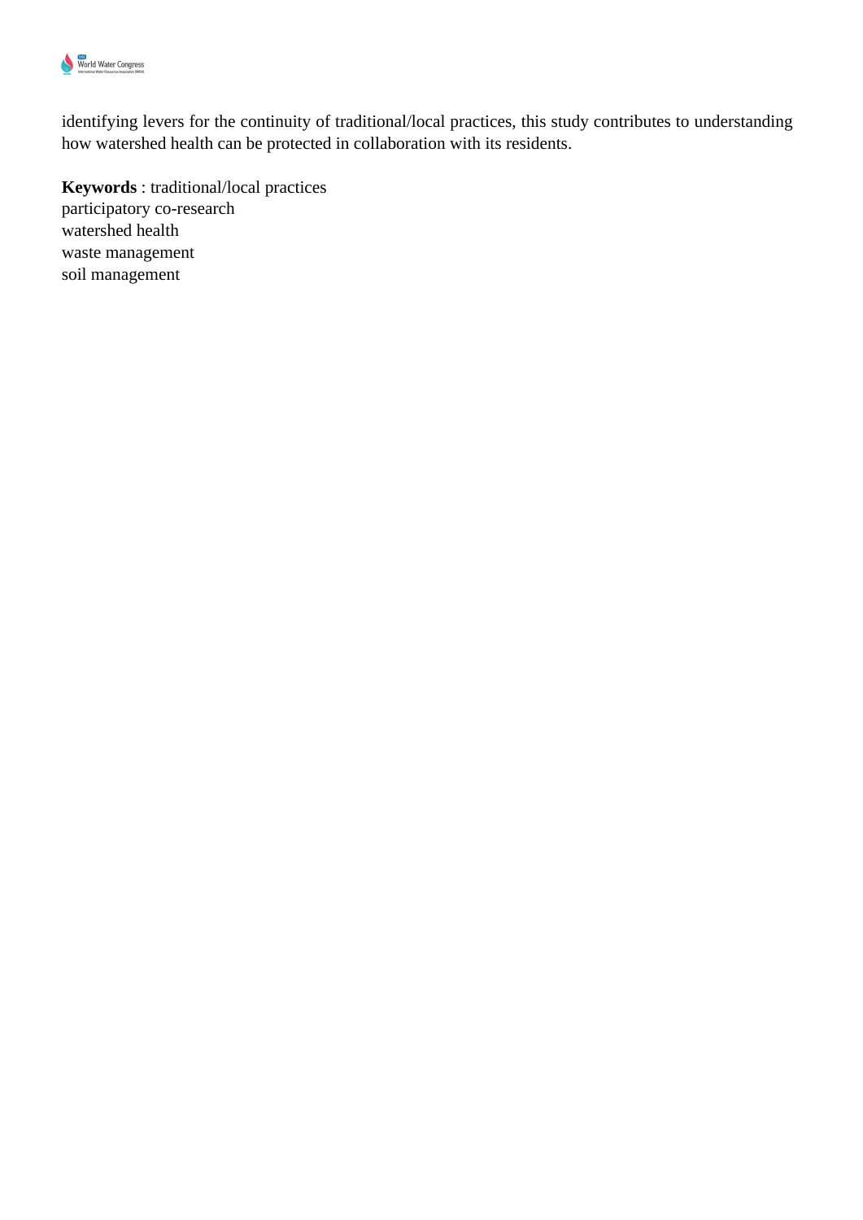identifying levers for the continuity of traditional/local practices, this study contributes to understanding how watershed health can be protected in collaboration with its residents.

**Keywords** : traditional/local practices
participatory co-research
watershed health
waste management
soil management